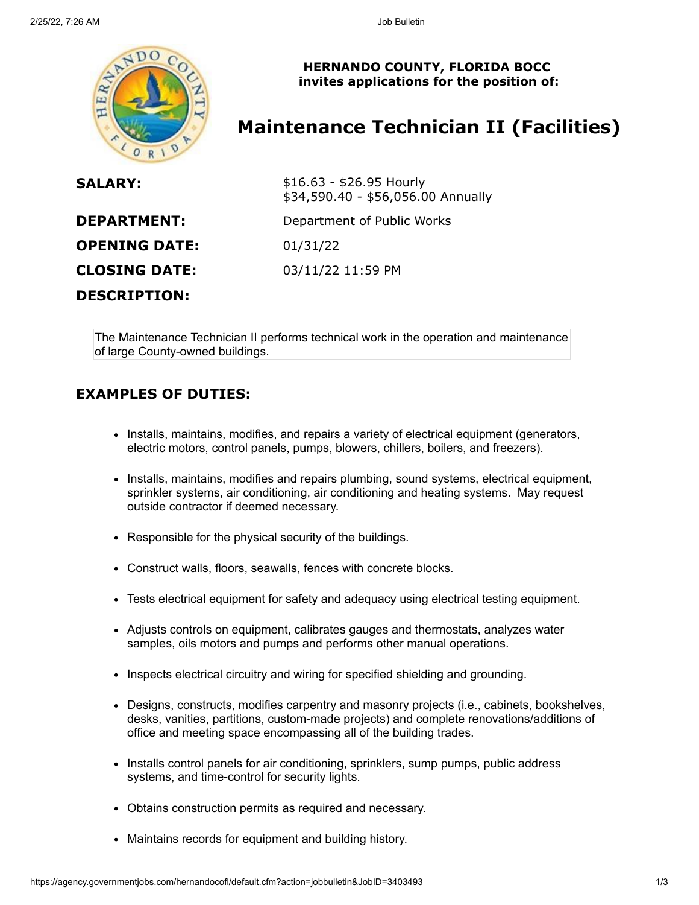**HERNANDO COUNTY, FLORIDA BOCC**
**invites applications for the position of:**

# Maintenance Technician II (Facilities)

| | |
|---|---|
| **SALARY:** | $16.63 - $26.95 Hourly<br>$34,590.40 - $56,056.00 Annually |
| **DEPARTMENT:** | Department of Public Works |
| **OPENING DATE:** | 01/31/22 |
| **CLOSING DATE:** | 03/11/22 11:59 PM |

**DESCRIPTION:**

The Maintenance Technician II performs technical work in the operation and maintenance of large County-owned buildings.

## EXAMPLES OF DUTIES:

- Installs, maintains, modifies, and repairs a variety of electrical equipment (generators, electric motors, control panels, pumps, blowers, chillers, boilers, and freezers).
- Installs, maintains, modifies and repairs plumbing, sound systems, electrical equipment, sprinkler systems, air conditioning, air conditioning and heating systems. May request outside contractor if deemed necessary.
- Responsible for the physical security of the buildings.
- Construct walls, floors, seawalls, fences with concrete blocks.
- Tests electrical equipment for safety and adequacy using electrical testing equipment.
- Adjusts controls on equipment, calibrates gauges and thermostats, analyzes water samples, oils motors and pumps and performs other manual operations.
- Inspects electrical circuitry and wiring for specified shielding and grounding.
- Designs, constructs, modifies carpentry and masonry projects (i.e., cabinets, bookshelves, desks, vanities, partitions, custom-made projects) and complete renovations/additions of office and meeting space encompassing all of the building trades.
- Installs control panels for air conditioning, sprinklers, sump pumps, public address systems, and time-control for security lights.
- Obtains construction permits as required and necessary.
- Maintains records for equipment and building history.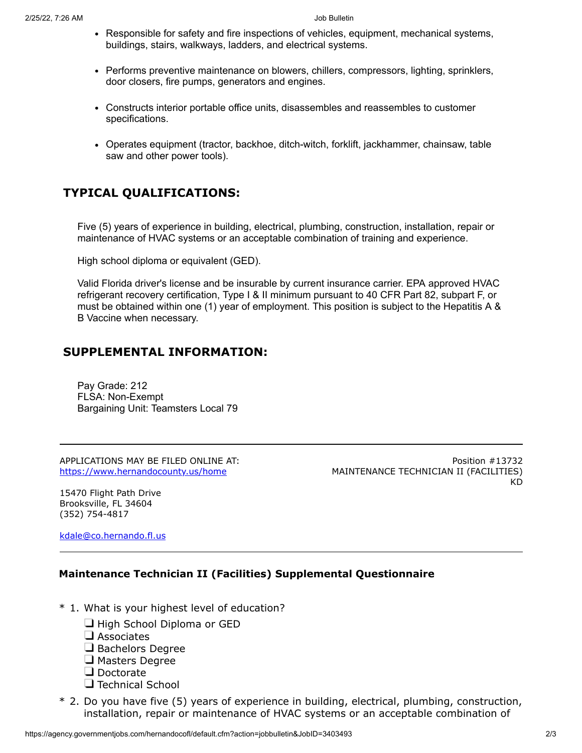- Responsible for safety and fire inspections of vehicles, equipment, mechanical systems, buildings, stairs, walkways, ladders, and electrical systems.

- Performs preventive maintenance on blowers, chillers, compressors, lighting, sprinklers, door closers, fire pumps, generators and engines.

- Constructs interior portable office units, disassembles and reassembles to customer specifications.

- Operates equipment (tractor, backhoe, ditch-witch, forklift, jackhammer, chainsaw, table saw and other power tools).

## TYPICAL QUALIFICATIONS:

Five (5) years of experience in building, electrical, plumbing, construction, installation, repair or maintenance of HVAC systems or an acceptable combination of training and experience.

High school diploma or equivalent (GED).

Valid Florida driver's license and be insurable by current insurance carrier. EPA approved HVAC refrigerant recovery certification, Type I & II minimum pursuant to 40 CFR Part 82, subpart F, or must be obtained within one (1) year of employment. This position is subject to the Hepatitis A & B Vaccine when necessary.

## SUPPLEMENTAL INFORMATION:

Pay Grade: 212
FLSA: Non-Exempt
Bargaining Unit: Teamsters Local 79

---

APPLICATIONS MAY BE FILED ONLINE AT:
https://www.hernandocounty.us/home

15470 Flight Path Drive
Brooksville, FL 34604
(352) 754-4817

kdale@co.hernando.fl.us

Position #13732
MAINTENANCE TECHNICIAN II (FACILITIES)
KD

---

### Maintenance Technician II (Facilities) Supplemental Questionnaire

\* 1. What is your highest level of education?

- ❑ High School Diploma or GED
- ❑ Associates
- ❑ Bachelors Degree
- ❑ Masters Degree
- ❑ Doctorate
- ❑ Technical School

\* 2. Do you have five (5) years of experience in building, electrical, plumbing, construction, installation, repair or maintenance of HVAC systems or an acceptable combination of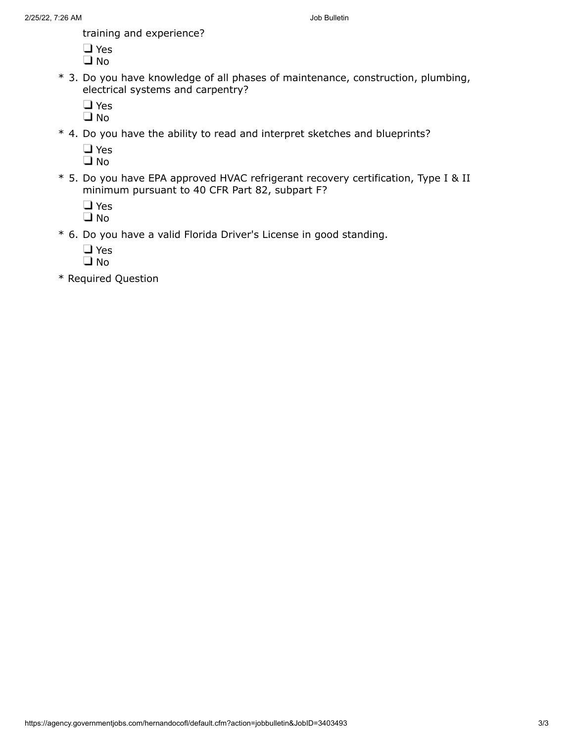training and experience?

- ❑ Yes
- ❑ No

\* 3. Do you have knowledge of all phases of maintenance, construction, plumbing, electrical systems and carpentry?

- ❑ Yes
- ❑ No

\* 4. Do you have the ability to read and interpret sketches and blueprints?

- ❑ Yes
- ❑ No

\* 5. Do you have EPA approved HVAC refrigerant recovery certification, Type I & II minimum pursuant to 40 CFR Part 82, subpart F?

- ❑ Yes
- ❑ No

\* 6. Do you have a valid Florida Driver's License in good standing.

- ❑ Yes
- ❑ No

\* Required Question